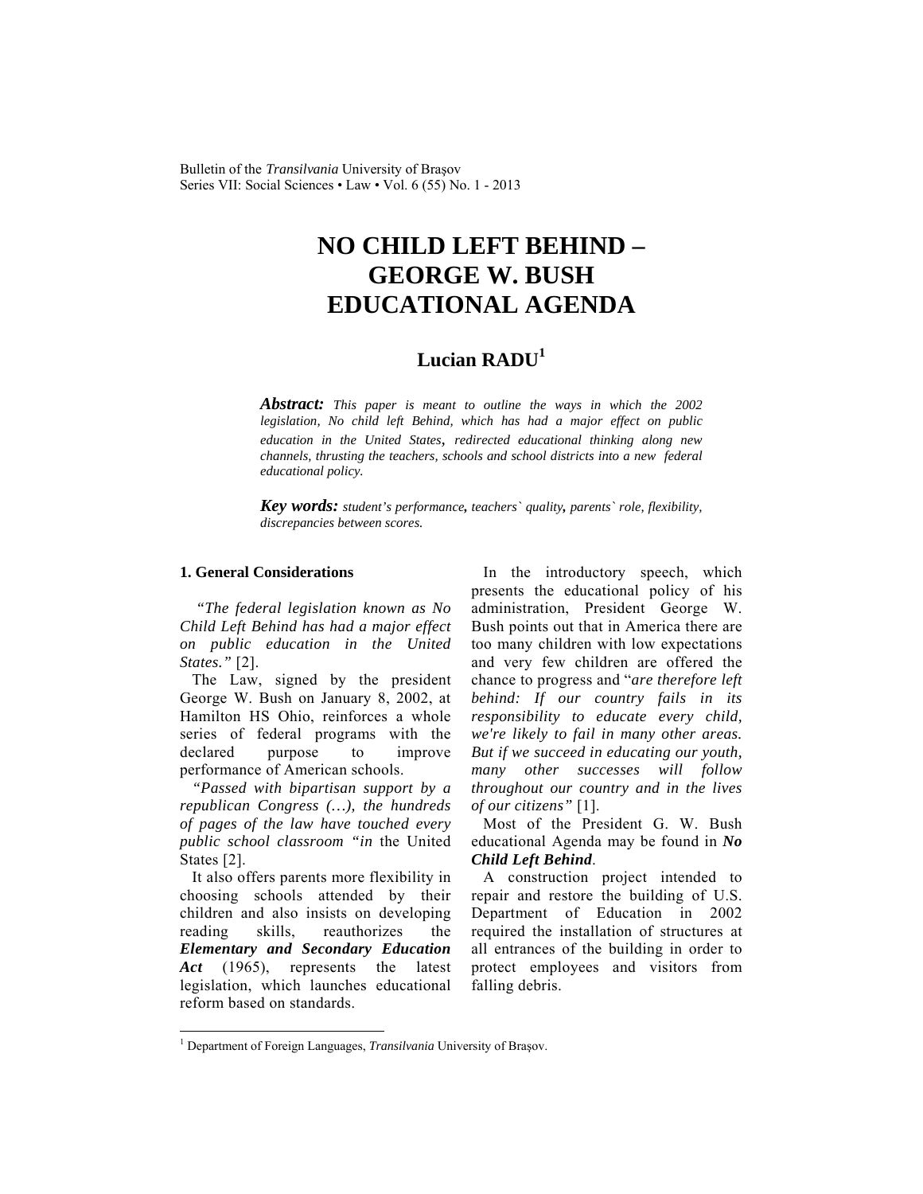# NO CHILD LEFT BEHIND – GEORGE W. BUSH EDUCATIONAL AGENDA

**Lucian RADU**[1]

***Abstract:*** *This paper is meant to outline the ways in which the 2002 legislation, No child left Behind, which has had a major effect on public education in the United States, redirected educational thinking along new channels, thrusting the teachers, schools and school districts into a new federal educational policy.*

***Key words:*** *student's performance, teachers` quality, parents` role, flexibility, discrepancies between scores.*

## 1. General Considerations

*"The federal legislation known as No Child Left Behind has had a major effect on public education in the United States."* [2].

The Law, signed by the president George W. Bush on January 8, 2002, at Hamilton HS Ohio, reinforces a whole series of federal programs with the declared purpose to improve performance of American schools.

*"Passed with bipartisan support by a republican Congress (…), the hundreds of pages of the law have touched every public school classroom "in* the United States [2].

It also offers parents more flexibility in choosing schools attended by their children and also insists on developing reading skills, reauthorizes the ***Elementary and Secondary Education Act*** (1965), represents the latest legislation, which launches educational reform based on standards.

In the introductory speech, which presents the educational policy of his administration, President George W. Bush points out that in America there are too many children with low expectations and very few children are offered the chance to progress and "*are therefore left behind: If our country fails in its responsibility to educate every child, we're likely to fail in many other areas. But if we succeed in educating our youth, many other successes will follow throughout our country and in the lives of our citizens"* [1].

Most of the President G. W. Bush educational Agenda may be found in ***No Child Left Behind***.

A construction project intended to repair and restore the building of U.S. Department of Education in 2002 required the installation of structures at all entrances of the building in order to protect employees and visitors from falling debris.

[1] Department of Foreign Languages, *Transilvania* University of Braşov.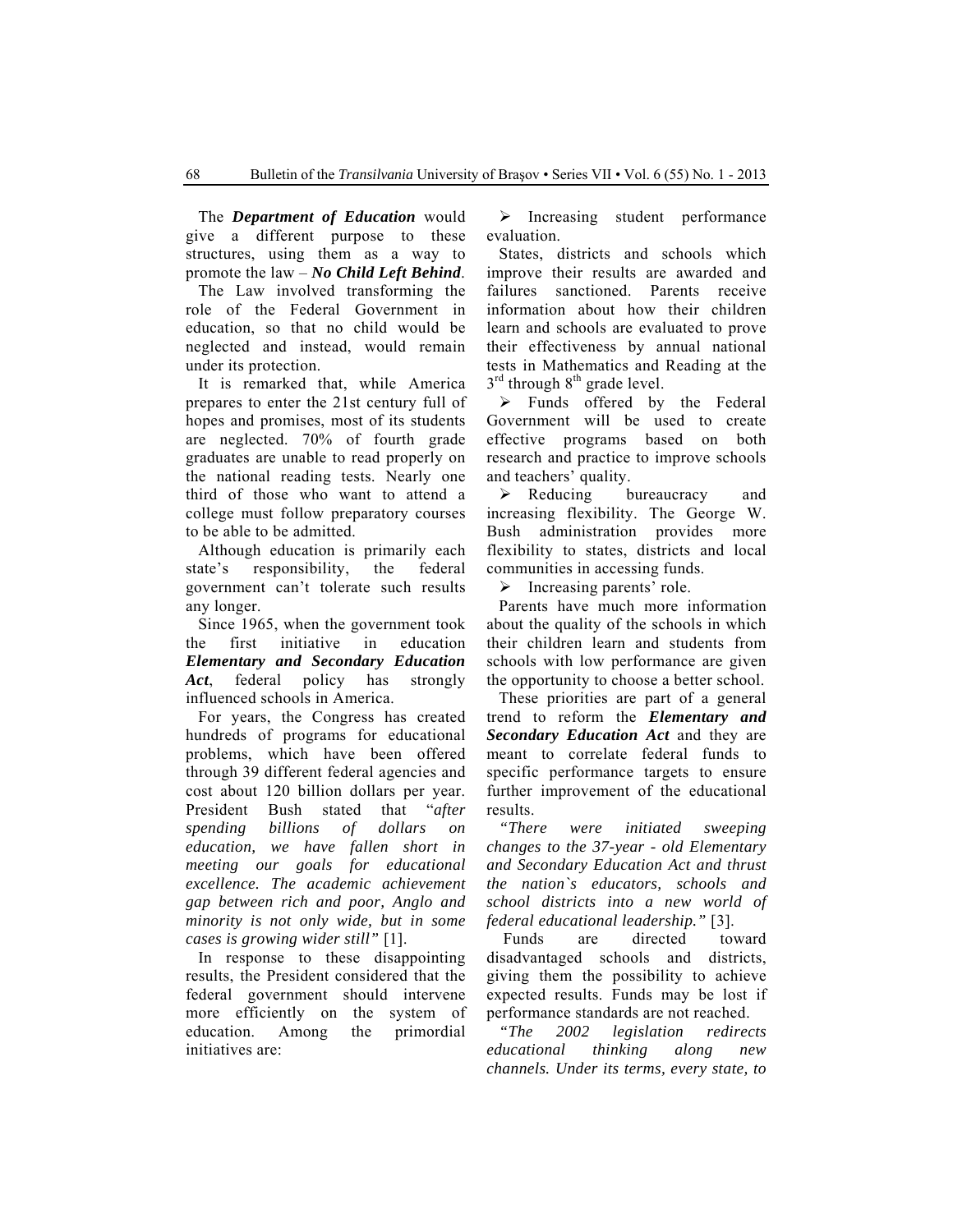The ***Department of Education*** would give a different purpose to these structures, using them as a way to promote the law – ***No Child Left Behind***.

The Law involved transforming the role of the Federal Government in education, so that no child would be neglected and instead, would remain under its protection.

It is remarked that, while America prepares to enter the 21st century full of hopes and promises, most of its students are neglected. 70% of fourth grade graduates are unable to read properly on the national reading tests. Nearly one third of those who want to attend a college must follow preparatory courses to be able to be admitted.

Although education is primarily each state's responsibility, the federal government can't tolerate such results any longer.

Since 1965, when the government took the first initiative in education ***Elementary and Secondary Education Act***, federal policy has strongly influenced schools in America.

For years, the Congress has created hundreds of programs for educational problems, which have been offered through 39 different federal agencies and cost about 120 billion dollars per year. President Bush stated that "*after spending billions of dollars on education, we have fallen short in meeting our goals for educational excellence. The academic achievement gap between rich and poor, Anglo and minority is not only wide, but in some cases is growing wider still"* [1].

In response to these disappointing results, the President considered that the federal government should intervene more efficiently on the system of education. Among the primordial initiatives are:

- Increasing student performance evaluation.

States, districts and schools which improve their results are awarded and failures sanctioned. Parents receive information about how their children learn and schools are evaluated to prove their effectiveness by annual national tests in Mathematics and Reading at the 3rd through 8th grade level.

- Funds offered by the Federal Government will be used to create effective programs based on both research and practice to improve schools and teachers' quality.
- Reducing bureaucracy and increasing flexibility. The George W. Bush administration provides more flexibility to states, districts and local communities in accessing funds.
- Increasing parents' role.

Parents have much more information about the quality of the schools in which their children learn and students from schools with low performance are given the opportunity to choose a better school.

These priorities are part of a general trend to reform the ***Elementary and Secondary Education Act*** and they are meant to correlate federal funds to specific performance targets to ensure further improvement of the educational results.

*"There were initiated sweeping changes to the 37-year - old Elementary and Secondary Education Act and thrust the nation`s educators, schools and school districts into a new world of federal educational leadership."* [3].

Funds are directed toward disadvantaged schools and districts, giving them the possibility to achieve expected results. Funds may be lost if performance standards are not reached.

*"The 2002 legislation redirects educational thinking along new channels. Under its terms, every state, to*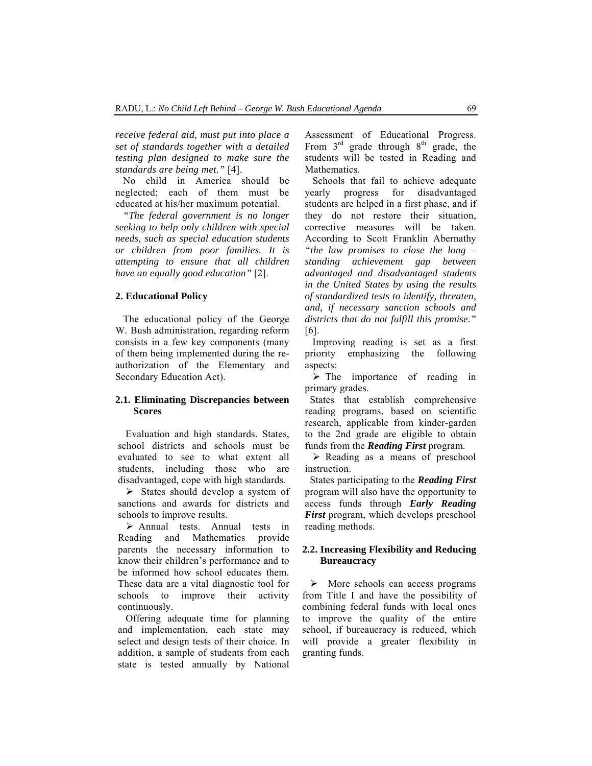*receive federal aid, must put into place a set of standards together with a detailed testing plan designed to make sure the standards are being met."* [4].

No child in America should be neglected; each of them must be educated at his/her maximum potential.

*"The federal government is no longer seeking to help only children with special needs, such as special education students or children from poor families. It is attempting to ensure that all children have an equally good education"* [2].

## 2. Educational Policy

The educational policy of the George W. Bush administration, regarding reform consists in a few key components (many of them being implemented during the re-authorization of the Elementary and Secondary Education Act).

### 2.1. Eliminating Discrepancies between Scores

Evaluation and high standards. States, school districts and schools must be evaluated to see to what extent all students, including those who are disadvantaged, cope with high standards.

- States should develop a system of sanctions and awards for districts and schools to improve results.
- Annual tests. Annual tests in Reading and Mathematics provide parents the necessary information to know their children's performance and to be informed how school educates them. These data are a vital diagnostic tool for schools to improve their activity continuously.

Offering adequate time for planning and implementation, each state may select and design tests of their choice. In addition, a sample of students from each state is tested annually by National Assessment of Educational Progress. From 3rd grade through 8th grade, the students will be tested in Reading and Mathematics.

Schools that fail to achieve adequate yearly progress for disadvantaged students are helped in a first phase, and if they do not restore their situation, corrective measures will be taken. According to Scott Franklin Abernathy *"the law promises to close the long – standing achievement gap between advantaged and disadvantaged students in the United States by using the results of standardized tests to identify, threaten, and, if necessary sanction schools and districts that do not fulfill this promise."* [6].

Improving reading is set as a first priority emphasizing the following aspects:

- The importance of reading in primary grades.

States that establish comprehensive reading programs, based on scientific research, applicable from kinder-garden to the 2nd grade are eligible to obtain funds from the ***Reading First*** program.

- Reading as a means of preschool instruction.

States participating to the ***Reading First*** program will also have the opportunity to access funds through ***Early Reading First*** program, which develops preschool reading methods.

### 2.2. Increasing Flexibility and Reducing Bureaucracy

- More schools can access programs from Title I and have the possibility of combining federal funds with local ones to improve the quality of the entire school, if bureaucracy is reduced, which will provide a greater flexibility in granting funds.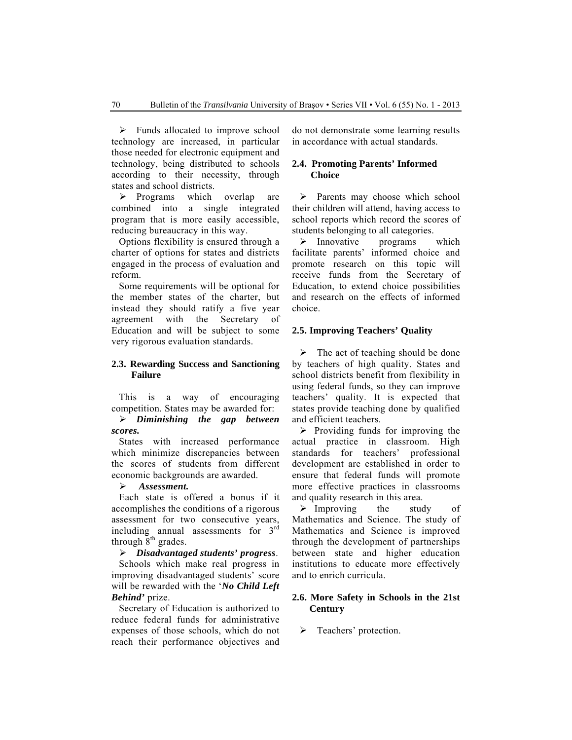- Funds allocated to improve school technology are increased, in particular those needed for electronic equipment and technology, being distributed to schools according to their necessity, through states and school districts.
- Programs which overlap are combined into a single integrated program that is more easily accessible, reducing bureaucracy in this way.

Options flexibility is ensured through a charter of options for states and districts engaged in the process of evaluation and reform.

Some requirements will be optional for the member states of the charter, but instead they should ratify a five year agreement with the Secretary of Education and will be subject to some very rigorous evaluation standards.

### 2.3. Rewarding Success and Sanctioning Failure

This is a way of encouraging competition. States may be awarded for:

- ***Diminishing the gap between scores.***

States with increased performance which minimize discrepancies between the scores of students from different economic backgrounds are awarded.

- ***Assessment.***

Each state is offered a bonus if it accomplishes the conditions of a rigorous assessment for two consecutive years, including annual assessments for 3rd through 8th grades.

- ***Disadvantaged students' progress***.

Schools which make real progress in improving disadvantaged students' score will be rewarded with the '***No Child Left Behind'*** prize.

Secretary of Education is authorized to reduce federal funds for administrative expenses of those schools, which do not reach their performance objectives and do not demonstrate some learning results in accordance with actual standards.

### 2.4. Promoting Parents' Informed Choice

- Parents may choose which school their children will attend, having access to school reports which record the scores of students belonging to all categories.
- Innovative programs which facilitate parents' informed choice and promote research on this topic will receive funds from the Secretary of Education, to extend choice possibilities and research on the effects of informed choice.

### 2.5. Improving Teachers' Quality

- The act of teaching should be done by teachers of high quality. States and school districts benefit from flexibility in using federal funds, so they can improve teachers' quality. It is expected that states provide teaching done by qualified and efficient teachers.
- Providing funds for improving the actual practice in classroom. High standards for teachers' professional development are established in order to ensure that federal funds will promote more effective practices in classrooms and quality research in this area.
- Improving the study of Mathematics and Science. The study of Mathematics and Science is improved through the development of partnerships between state and higher education institutions to educate more effectively and to enrich curricula.

### 2.6. More Safety in Schools in the 21st Century

- Teachers' protection.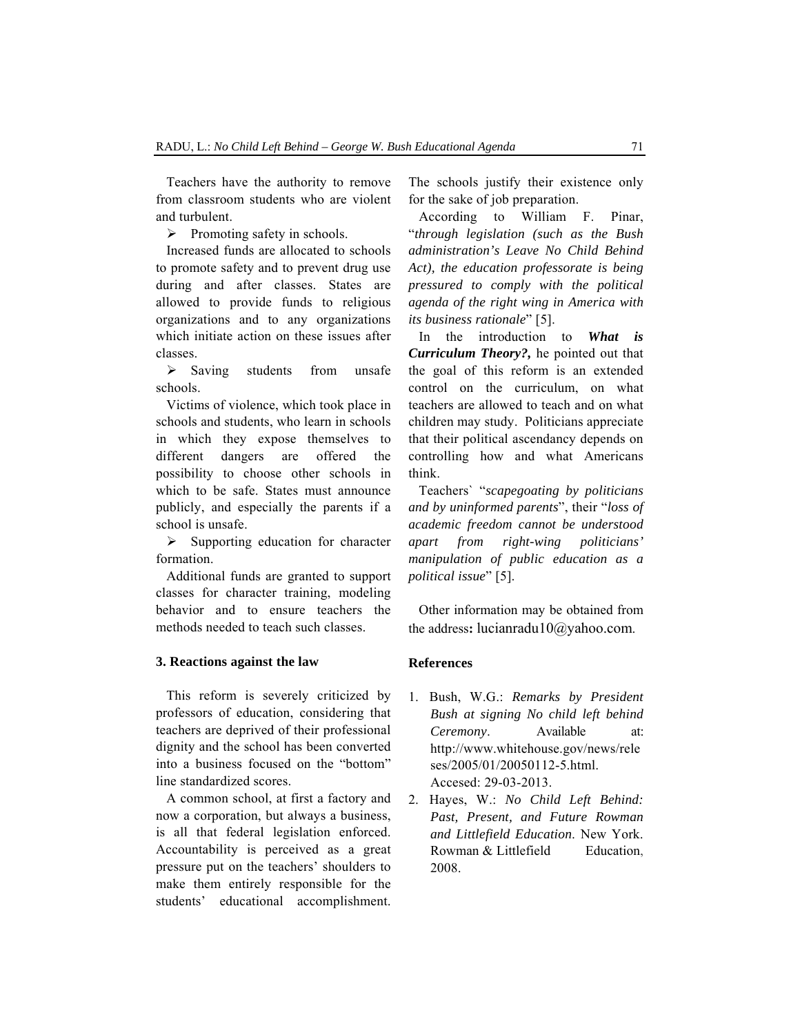Teachers have the authority to remove from classroom students who are violent and turbulent.

- Promoting safety in schools.

Increased funds are allocated to schools to promote safety and to prevent drug use during and after classes. States are allowed to provide funds to religious organizations and to any organizations which initiate action on these issues after classes.

- Saving students from unsafe schools.

Victims of violence, which took place in schools and students, who learn in schools in which they expose themselves to different dangers are offered the possibility to choose other schools in which to be safe. States must announce publicly, and especially the parents if a school is unsafe.

- Supporting education for character formation.

Additional funds are granted to support classes for character training, modeling behavior and to ensure teachers the methods needed to teach such classes.

### 3. Reactions against the law

This reform is severely criticized by professors of education, considering that teachers are deprived of their professional dignity and the school has been converted into a business focused on the "bottom" line standardized scores.

A common school, at first a factory and now a corporation, but always a business, is all that federal legislation enforced. Accountability is perceived as a great pressure put on the teachers' shoulders to make them entirely responsible for the students' educational accomplishment. The schools justify their existence only for the sake of job preparation.

According to William F. Pinar, "*through legislation (such as the Bush administration's Leave No Child Behind Act), the education professorate is being pressured to comply with the political agenda of the right wing in America with its business rationale*" [5].

In the introduction to ***What is Curriculum Theory?,*** he pointed out that the goal of this reform is an extended control on the curriculum, on what teachers are allowed to teach and on what children may study. Politicians appreciate that their political ascendancy depends on controlling how and what Americans think.

Teachers` "*scapegoating by politicians and by uninformed parents*", their "*loss of academic freedom cannot be understood apart from right-wing politicians' manipulation of public education as a political issue*" [5].

Other information may be obtained from the address**:** lucianradu10@yahoo.com.

### References

1. Bush, W.G.: *Remarks by President Bush at signing No child left behind Ceremony*. Available at: http://www.whitehouse.gov/news/releses/2005/01/20050112-5.html. Accesed: 29-03-2013.
2. Hayes, W.: *No Child Left Behind: Past, Present, and Future Rowman and Littlefield Education*. New York. Rowman & Littlefield Education, 2008.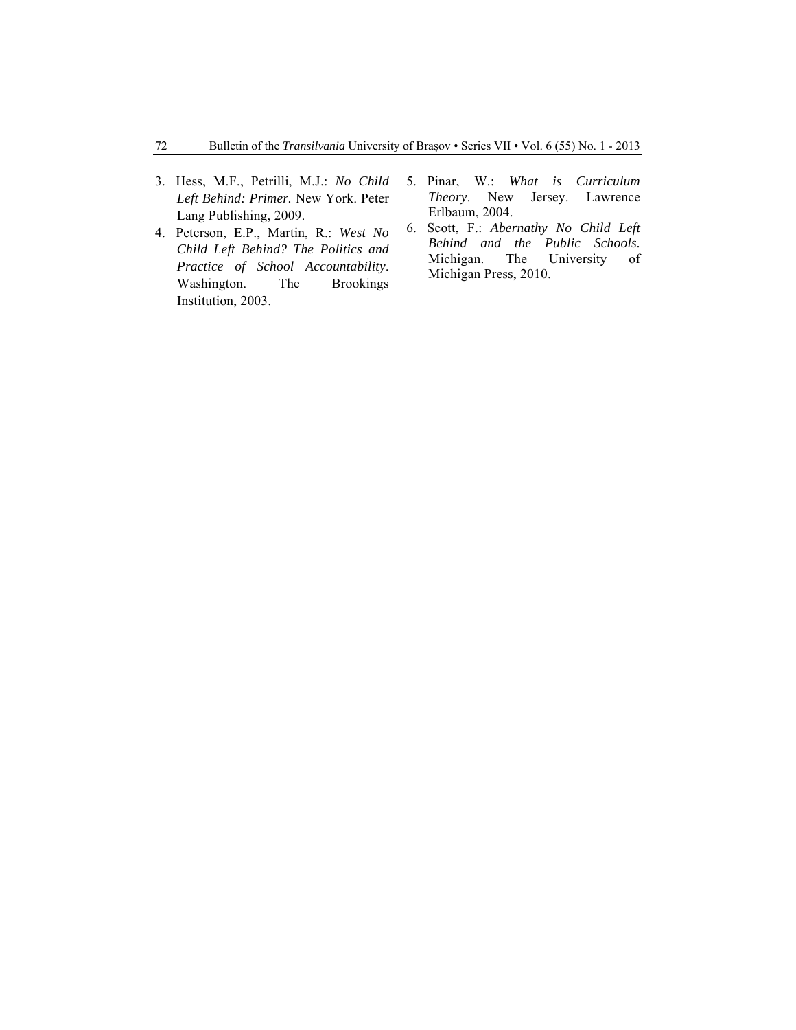3. Hess, M.F., Petrilli, M.J.: *No Child Left Behind: Primer.* New York. Peter Lang Publishing, 2009.
4. Peterson, E.P., Martin, R.: *West No Child Left Behind? The Politics and Practice of School Accountability*. Washington. The Brookings Institution, 2003.
5. Pinar, W.: *What is Curriculum Theory*. New Jersey. Lawrence Erlbaum, 2004.
6. Scott, F.: *Abernathy No Child Left Behind and the Public Schools.* Michigan. The University of Michigan Press, 2010.